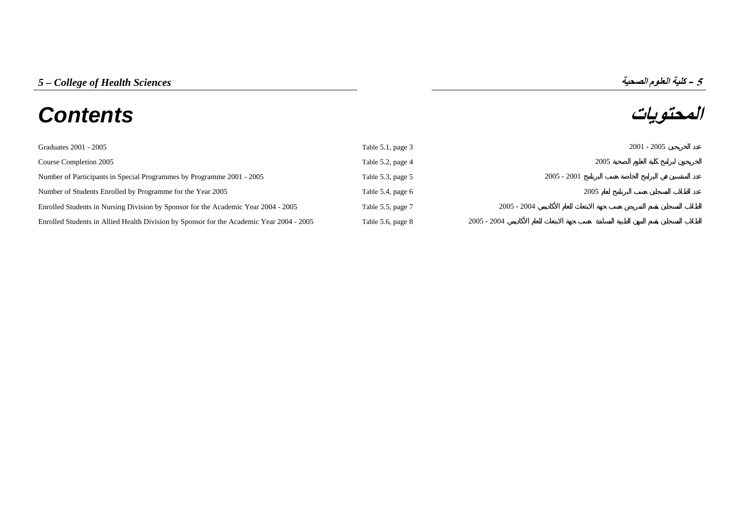# 5 – College of Health Sciences

# 5 – كلية العلوم الصحية

# Contents

# المحتويات

| | | |
|---|---|---|
| Graduates 2001 - 2005 | Table 5.1, page 3 | عدد الخريجين 2005 - 2001 |
| Course Completion 2005 | Table 5.2, page 4 | الخريجون لبرامج كلية العلوم الصحية 2005 |
| Number of Participants in Special Programmes by Programme 2001 - 2005 | Table 5.3, page 5 | عدد المنتسبين في البرامج الخاصة حسب البرنامج 2001 - 2005 |
| Number of Students Enrolled by Programme for the Year 2005 | Table 5.4, page 6 | عدد الطلاب المسجلين حسب البرنامج لعام 2005 |
| Enrolled Students in Nursing Division by Sponsor for the Academic Year 2004 - 2005 | Table 5.5, page 7 | الطلاب المسجلين بقسم التمريض حسب جهة الابتعاث للعام الأكاديمي 2004 - 2005 |
| Enrolled Students in Allied Health Division by Sponsor for the Academic Year 2004 - 2005 | Table 5.6, page 8 | الطلاب المسجلين بقسم المهن الطبية المساندة حسب جهة الابتعاث للعام الأكاديمي 2004 - 2005 |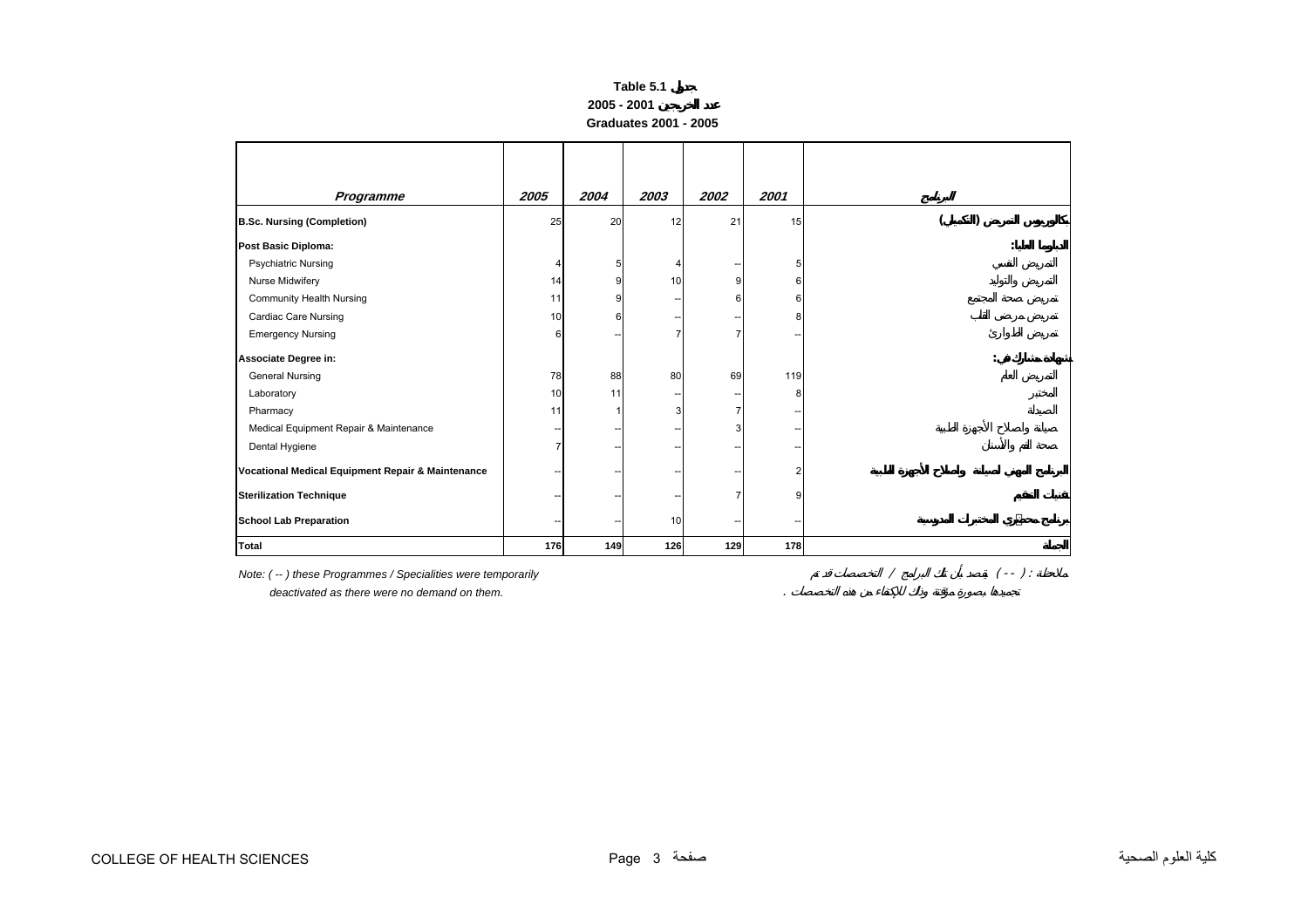**Table 5.1 جدول**

**2005 - 2001 عدد الخريجين**

**Graduates 2001 - 2005**

| Programme | 2005 | 2004 | 2003 | 2002 | 2001 | البرنامج |
|---|---|---|---|---|---|---|
| **B.Sc. Nursing (Completion)** | 25 | 20 | 12 | 21 | 15 | **بكالوريوس التمريض (التكميلي)** |
| **Post Basic Diploma:** | | | | | | **الدبلوما العليا:** |
| Psychiatric Nursing | 4 | 5 | 4 | -- | 5 | التمريض النفسي |
| Nurse Midwifery | 14 | 9 | 10 | 9 | 6 | التمريض والتوليد |
| Community Health Nursing | 11 | 9 | -- | 6 | 6 | تمريض صحة المجتمع |
| Cardiac Care Nursing | 10 | 6 | -- | -- | 8 | تمريض مرضى القلب |
| Emergency Nursing | 6 | -- | 7 | 7 | -- | تمريض الطوارئ |
| **Associate Degree in:** | | | | | | **شهادة مشارك في:** |
| General Nursing | 78 | 88 | 80 | 69 | 119 | التمريض العام |
| Laboratory | 10 | 11 | -- | -- | 8 | المختبر |
| Pharmacy | 11 | 1 | 3 | 7 | -- | الصيدلة |
| Medical Equipment Repair & Maintenance | -- | -- | -- | 3 | -- | صيانة وإصلاح الأجهزة الطبية |
| Dental Hygiene | 7 | -- | -- | -- | -- | صحة الفم والأسنان |
| **Vocational Medical Equipment Repair & Maintenance** | -- | -- | -- | -- | 2 | **البرنامج المهني لصيانة وإصلاح الأجهزة الطبية** |
| **Sterilization Technique** | -- | -- | -- | 7 | 9 | **تقنيات التعقيم** |
| **School Lab Preparation** | -- | -- | 10 | -- | -- | **برنامج محضري المختبرات المدرسية** |
| **Total** | **176** | **149** | **126** | **129** | **178** | **الجملة** |

*Note: ( -- ) these Programmes / Specialities were temporarily deactivated as there were no demand on them.*

ملاحظة : ( -- ) يقصد بأن تلك البرامج / التخصصات قد تم تجميدها بصورة مؤقتة وذلك للإكتفاء من هذه التخصصات .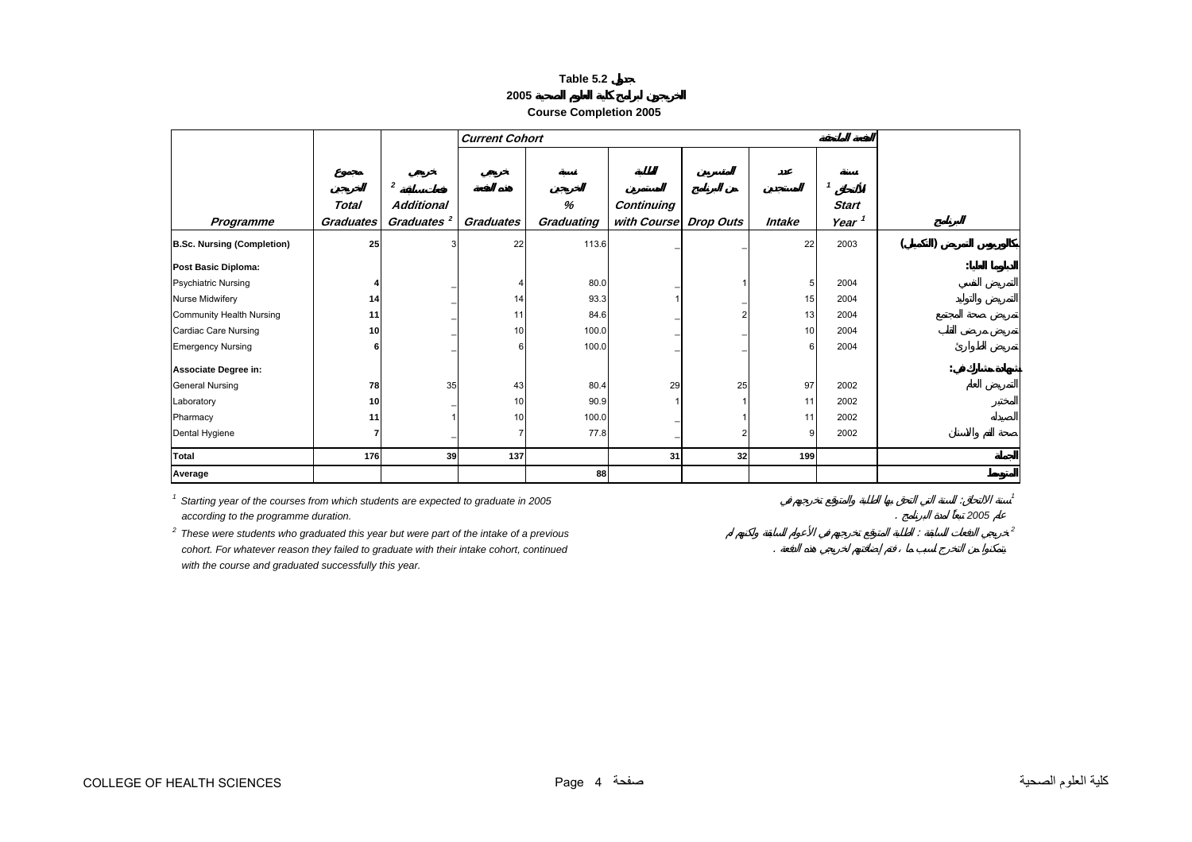**Table 5.2 جدول**

**خريجون لبرامج كلية العلوم الصحية 2005**

**Course Completion 2005**

| Programme | Total Graduates مجموع الخريجين | Additional Graduates [2] خريجو دفعات سابقة | Current Cohort الدفعة الحالية | | | | | | البرنامج |
|---|---|---|---|---|---|---|---|---|---|
| | | | Graduates خريجو هذه الدفعة | % Graduating نسبة الخريجين | Continuing with Course الطلبة المستمرين | Drop Outs المنسحبين من البرنامج | Intake عدد المستجدين | Start Year [1] سنة الالتحاق | |
| **B.Sc. Nursing (Completion)** | 25 | 3 | 22 | 113.6 | _ | _ | 22 | 2003 | بكالوريوس التمريض (التكميلي) |
| **Post Basic Diploma:** | | | | | | | | | الدبلوما العليا: |
| Psychiatric Nursing | 4 | _ | 4 | 80.0 | _ | 1 | 5 | 2004 | التمريض النفسي |
| Nurse Midwifery | 14 | _ | 14 | 93.3 | 1 | _ | 15 | 2004 | التمريض والتوليد |
| Community Health Nursing | 11 | _ | 11 | 84.6 | _ | 2 | 13 | 2004 | تمريض صحة المجتمع |
| Cardiac Care Nursing | 10 | _ | 10 | 100.0 | _ | _ | 10 | 2004 | تمريض مرضى القلب |
| Emergency Nursing | 6 | _ | 6 | 100.0 | _ | _ | 6 | 2004 | تمريض الطوارئ |
| **Associate Degree in:** | | | | | | | | | شهادة مشارك في: |
| General Nursing | 78 | 35 | 43 | 80.4 | 29 | 25 | 97 | 2002 | التمريض العام |
| Laboratory | 10 | _ | 10 | 90.9 | 1 | 1 | 11 | 2002 | المختبر |
| Pharmacy | 11 | 1 | 10 | 100.0 | _ | 1 | 11 | 2002 | الصيدلة |
| Dental Hygiene | 7 | _ | 7 | 77.8 | _ | 2 | 9 | 2002 | صحة الفم والأسنان |
| **Total** | 176 | 39 | 137 | | 31 | 32 | 199 | | الجملة |
| **Average** | | | | 88 | | | | | المتوسط |

[1] Starting year of the courses from which students are expected to graduate in 2005 according to the programme duration.

[1] سنة الالتحاق: السنة التي التحق بها الطلبة والمتوقع تخرجهم في عام 2005 تبعاً لمدة البرنامج.

[2] These were students who graduated this year but were part of the intake of a previous cohort. For whatever reason they failed to graduate with their intake cohort, continued with the course and graduated successfully this year.

[2] خريجو الدفعات السابقة: الطلبة المتوقع تخرجهم في الأعوام السابقة ولكنهم لم يتمكنوا من التخرج لسبب ما، فتم إضافتهم لخريجي هذه الدفعة.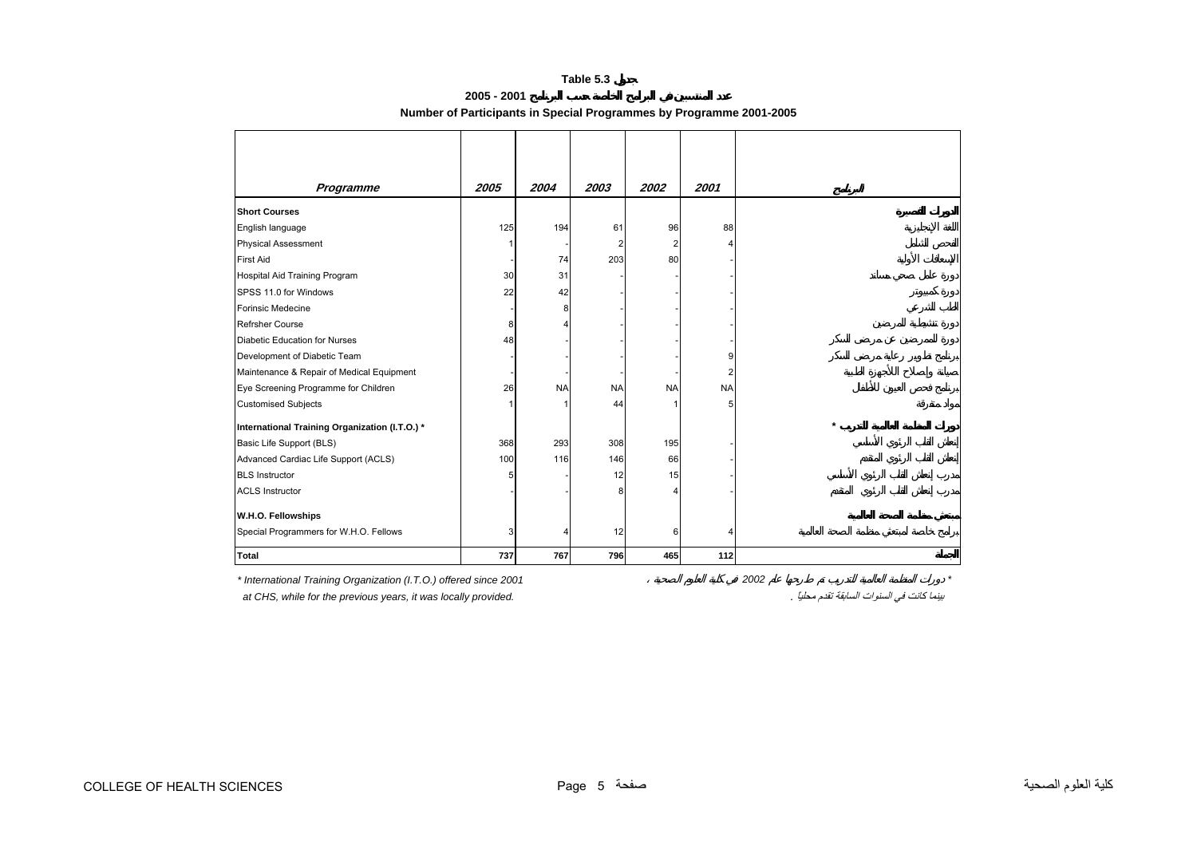**Table 5.3 جدول**

**عدد المنتسبين في البرامج الخاصة حسب البرنامج 2001 - 2005**

**Number of Participants in Special Programmes by Programme 2001-2005**

| Programme | 2005 | 2004 | 2003 | 2002 | 2001 | البرنامج |
|---|---|---|---|---|---|---|
| **Short Courses** | | | | | | **الدورات القصيرة** |
| English language | 125 | 194 | 61 | 96 | 88 | اللغة الإنجليزية |
| Physical Assessment | 1 | - | 2 | 2 | 4 | الفحص الشامل |
| First Aid | - | 74 | 203 | 80 | - | الإسعافات الأولية |
| Hospital Aid Training Program | 30 | 31 | - | - | - | دورة عامل صحي مساند |
| SPSS 11.0 for Windows | 22 | 42 | - | - | - | دورة كمبيوتر |
| Forinsic Medecine | - | 8 | - | - | - | الطب الشرعي |
| Refrsher Course | 8 | 4 | - | - | - | دورة تنشيطية للمرضين |
| Diabetic Education for Nurses | 48 | - | - | - | - | دورة للممرضين عن مرض السكر |
| Development of Diabetic Team | - | - | - | - | 9 | برنامج تطوير رعاية مرضى السكر |
| Maintenance & Repair of Medical Equipment | - | - | - | - | 2 | صيانة وإصلاح الأجهزة الطبية |
| Eye Screening Programme for Children | 26 | NA | NA | NA | NA | برنامج فحص العيون للأطفال |
| Customised Subjects | 1 | 1 | 44 | 1 | 5 | مواد متفرقة |
| **International Training Organization (I.T.O.) \*** | | | | | | **دورات المنظمة العالمية للتدريب \*** |
| Basic Life Support (BLS) | 368 | 293 | 308 | 195 | - | إنعاش القلب الرئوي الأساسي |
| Advanced Cardiac Life Support (ACLS) | 100 | 116 | 146 | 66 | - | إنعاش القلب الرئوي المتقدم |
| BLS Instructor | 5 | - | 12 | 15 | - | مدرب إنعاش القلب الرئوي الأساسي |
| ACLS Instructor | - | - | 8 | 4 | - | مدرب إنعاش القلب الرئوي المتقدم |
| **W.H.O. Fellowships** | | | | | | **مبتعثي منظمة الصحة العالمية** |
| Special Programmers for W.H.O. Fellows | 3 | 4 | 12 | 6 | 4 | برامج خاصة لمبتعثي منظمة الصحة العالمية |
| **Total** | **737** | **767** | **796** | **465** | **112** | **الجملة** |

*\* International Training Organization (I.T.O.) offered since 2001 at CHS, while for the previous years, it was locally provided.*

*\* دورات المنظمة العالمية للتدريب تم طرحها عام 2002 في كلية العلوم الصحية ، بينما كانت في السنوات السابقة تقدم محلياً .*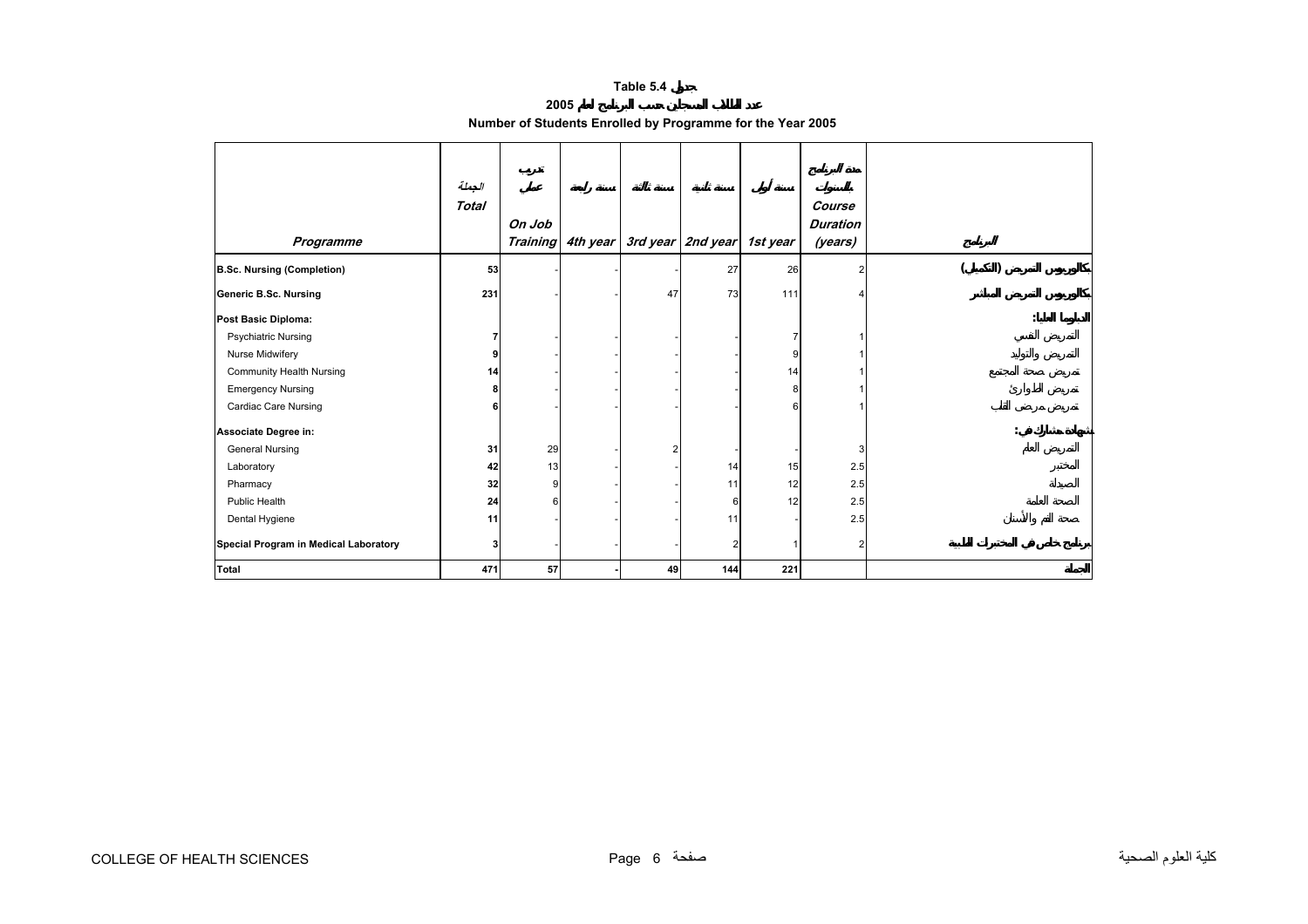## Table 5.4 جدول

### عدد الطلاب المسجلين حسب البرنامج لعام 2005

### Number of Students Enrolled by Programme for the Year 2005

| Programme | الجملة Total | تدريب عملي On Job Training | سنة رابعة 4th year | سنة ثالثة 3rd year | سنة ثانية 2nd year | سنة أولى 1st year | مدة البرنامج بالسنوات Course Duration (years) | البرنامج |
|---|---|---|---|---|---|---|---|---|
| **B.Sc. Nursing (Completion)** | **53** | - | - | - | 27 | 26 | 2 | بكالوريوس التمريض (التكميلي) |
| **Generic B.Sc. Nursing** | **231** | - | - | 47 | 73 | 111 | 4 | بكالوريوس التمريض المباشر |
| **Post Basic Diploma:** | | | | | | | | الدبلوما العليا: |
| Psychiatric Nursing | **7** | - | - | - | - | 7 | 1 | التمريض النفسي |
| Nurse Midwifery | **9** | - | - | - | - | 9 | 1 | التمريض والتوليد |
| Community Health Nursing | **14** | - | - | - | - | 14 | 1 | تمريض صحة المجتمع |
| Emergency Nursing | **8** | - | - | - | - | 8 | 1 | تمريض الطوارئ |
| Cardiac Care Nursing | **6** | - | - | - | - | 6 | 1 | تمريض مرضى القلب |
| **Associate Degree in:** | | | | | | | | شهادة مشارك في: |
| General Nursing | **31** | 29 | - | 2 | - | - | 3 | التمريض العام |
| Laboratory | **42** | 13 | - | - | 14 | 15 | 2.5 | المختبر |
| Pharmacy | **32** | 9 | - | - | 11 | 12 | 2.5 | الصيدلة |
| Public Health | **24** | 6 | - | - | 6 | 12 | 2.5 | الصحة العامة |
| Dental Hygiene | **11** | - | - | - | 11 | - | 2.5 | صحة الفم والأسنان |
| **Special Program in Medical Laboratory** | **3** | - | - | - | 2 | 1 | 2 | برنامج خاص في المختبرات الطبية |
| **Total** | **471** | **57** | **-** | **49** | **144** | **221** | | الجملة |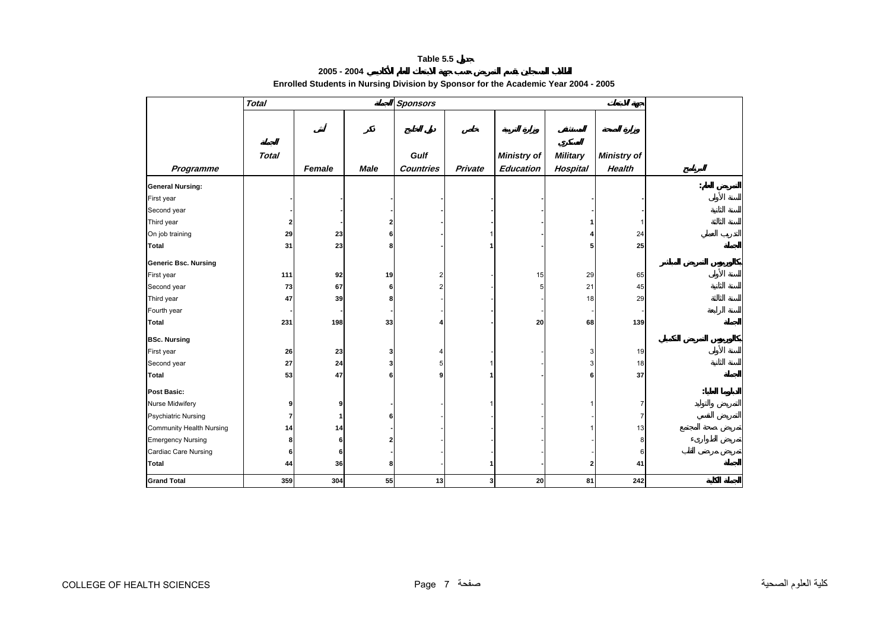# Table 5.5 جدول

## 2005 - 2004 الطلاب المسجلين بقسم التمريض حسب جهة الابتعاث للعام الأكاديمي

### Enrolled Students in Nursing Division by Sponsor for the Academic Year 2004 - 2005

| Programme | Total الجملة | | | Sponsors جهة الابتعاث | | | | | البرنامج |
|---|---|---|---|---|---|---|---|---|---|
| | Total الجملة | Female أنثى | Male ذكر | Gulf Countries دول الخليج | Private خاص | Ministry of Education وزارة التربية | Military Hospital المستشفى العسكري | Ministry of Health وزارة الصحة | |
| **General Nursing:** | | | | | | | | | **التمريض العام:** |
| First year | **-** | **-** | **-** | - | - | - | - | - | السنة الأولى |
| Second year | **-** | **-** | **-** | - | - | - | - | - | السنة الثانية |
| Third year | **2** | **-** | **2** | - | - | - | 1 | 1 | السنة الثالثة |
| On job training | **29** | **23** | **6** | - | 1 | - | 4 | 24 | التدريب العملي |
| **Total** | **31** | **23** | **8** | **-** | **1** | **-** | **5** | **25** | **الجملة** |
| **Generic Bsc. Nursing** | | | | | | | | | **بكالوريوس التمريض المباشر** |
| First year | **111** | **92** | **19** | 2 | - | 15 | 29 | 65 | السنة الأولى |
| Second year | **73** | **67** | **6** | 2 | - | 5 | 21 | 45 | السنة الثانية |
| Third year | **47** | **39** | **8** | - | - | - | 18 | 29 | السنة الثالثة |
| Fourth year | **-** | **-** | **-** | - | - | - | - | - | السنة الرابعة |
| **Total** | **231** | **198** | **33** | **4** | **-** | **20** | **68** | **139** | **الجملة** |
| **BSc. Nursing** | | | | | | | | | **بكالوريوس التمريض التكميلي** |
| First year | **26** | **23** | **3** | 4 | - | - | 3 | 19 | السنة الأولى |
| Second year | **27** | **24** | **3** | 5 | 1 | - | 3 | 18 | السنة الثانية |
| **Total** | **53** | **47** | **6** | **9** | **1** | **-** | **6** | **37** | **الجملة** |
| **Post Basic:** | | | | | | | | | **الدبلوما العليا:** |
| Nurse Midwifery | **9** | **9** | **-** | - | 1 | - | 1 | 7 | التمريض والتوليد |
| Psychiatric Nursing | **7** | **1** | **6** | - | - | - | - | 7 | التمريض النفسي |
| Community Health Nursing | **14** | **14** | **-** | - | - | - | 1 | 13 | تمريض صحة المجتمع |
| Emergency Nursing | **8** | **6** | **2** | - | - | - | - | 8 | تمريض الطوارىء |
| Cardiac Care Nursing | **6** | **6** | **-** | - | - | - | - | 6 | تمريض مرضى القلب |
| **Total** | **44** | **36** | **8** | **-** | **1** | **-** | **2** | **41** | **الجملة** |
| **Grand Total** | **359** | **304** | **55** | **13** | **3** | **20** | **81** | **242** | **الجملة الكلية** |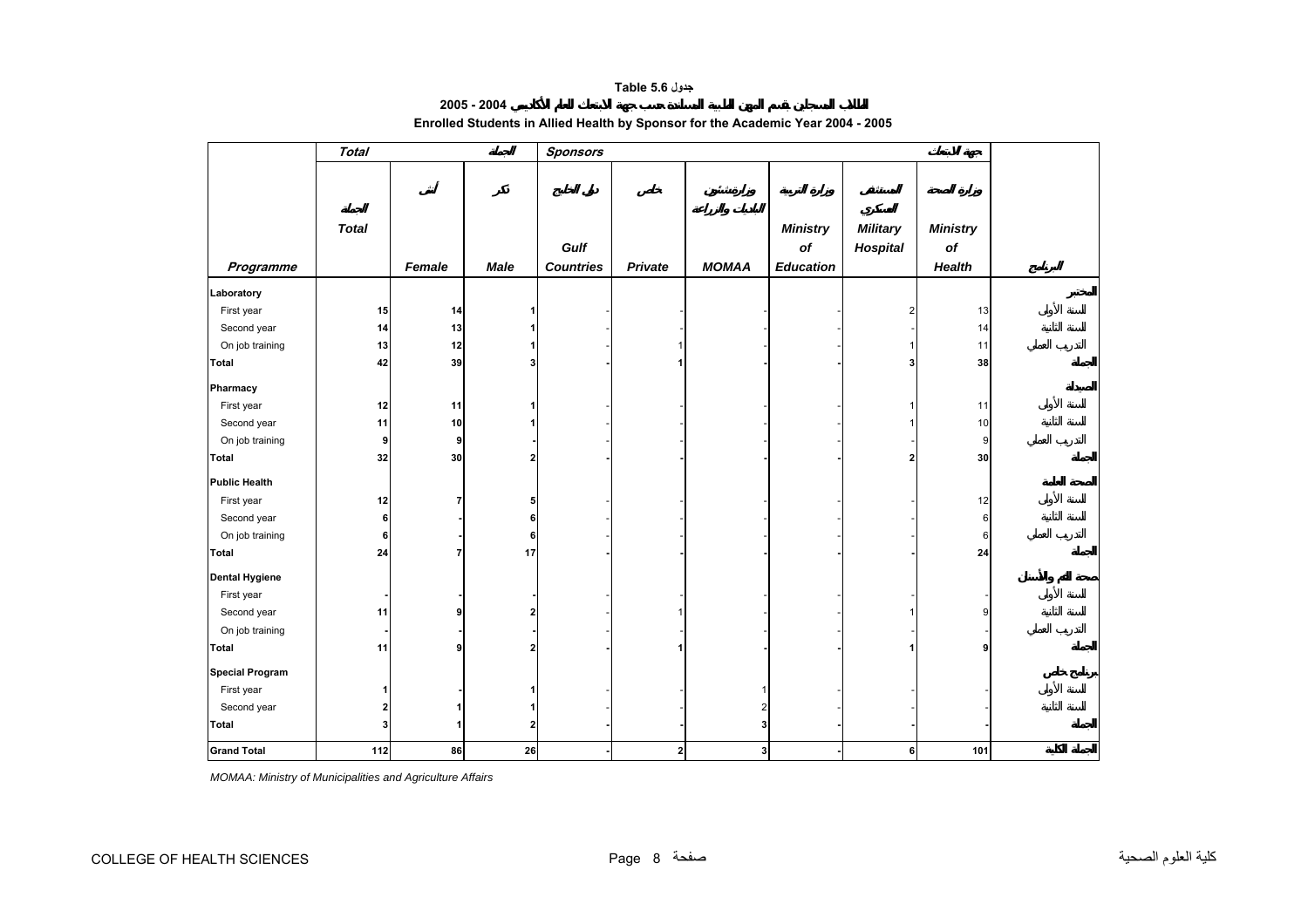# Table 5.6 جدول

## الطلاب المسجلين بقسم المهن الطبية المساندة حسب جهة الابتعاث للعام الأكاديمي 2004 - 2005

## Enrolled Students in Allied Health by Sponsor for the Academic Year 2004 - 2005

| Programme | Total<br>الجملة | Female<br>أنثى | Male<br>ذكر | Sponsors<br>جهة الابتعاث<br>Gulf Countries<br>دول الخليج | Private<br>خاص | MOMAA<br>وزارة شئون البلديات والزراعة | Ministry of Education<br>وزارة التربية | Military Hospital<br>المستشفى العسكري | Ministry of Health<br>وزارة الصحة | البرنامج |
|---|---|---|---|---|---|---|---|---|---|---|
| **Laboratory** | | | | | | | | | | **مختبر** |
| First year | 15 | 14 | 1 | - | - | - | - | 2 | 13 | السنة الأولى |
| Second year | 14 | 13 | 1 | - | - | - | - | - | 14 | السنة الثانية |
| On job training | 13 | 12 | 1 | - | 1 | - | - | 1 | 11 | التدريب العملي |
| **Total** | 42 | 39 | 3 | - | 1 | - | - | 3 | 38 | **الجملة** |
| **Pharmacy** | | | | | | | | | | **الصيدلة** |
| First year | 12 | 11 | 1 | - | - | - | - | 1 | 11 | السنة الأولى |
| Second year | 11 | 10 | 1 | - | - | - | - | 1 | 10 | السنة الثانية |
| On job training | 9 | 9 | - | - | - | - | - | - | 9 | التدريب العملي |
| **Total** | 32 | 30 | 2 | - | - | - | - | 2 | 30 | **الجملة** |
| **Public Health** | | | | | | | | | | **الصحة العامة** |
| First year | 12 | 7 | 5 | - | - | - | - | - | 12 | السنة الأولى |
| Second year | 6 | - | 6 | - | - | - | - | - | 6 | السنة الثانية |
| On job training | 6 | - | 6 | - | - | - | - | - | 6 | التدريب العملي |
| **Total** | 24 | 7 | 17 | - | - | - | - | - | 24 | **الجملة** |
| **Dental Hygiene** | | | | | | | | | | **صحة الفم والأسنان** |
| First year | - | - | - | - | - | - | - | - | - | السنة الأولى |
| Second year | 11 | 9 | 2 | - | 1 | - | - | 1 | 9 | السنة الثانية |
| On job training | - | - | - | - | - | - | - | - | - | التدريب العملي |
| **Total** | 11 | 9 | 2 | - | 1 | - | - | 1 | 9 | **الجملة** |
| **Special Program** | | | | | | | | | | **برنامج خاص** |
| First year | 1 | - | 1 | - | - | 1 | - | - | - | السنة الأولى |
| Second year | 2 | 1 | 1 | - | - | 2 | - | - | - | السنة الثانية |
| **Total** | 3 | 1 | 2 | - | - | 3 | - | - | - | **الجملة** |
| **Grand Total** | 112 | 86 | 26 | - | 2 | 3 | - | 6 | 101 | **الجملة الكلية** |

*MOMAA: Ministry of Municipalities and Agriculture Affairs*